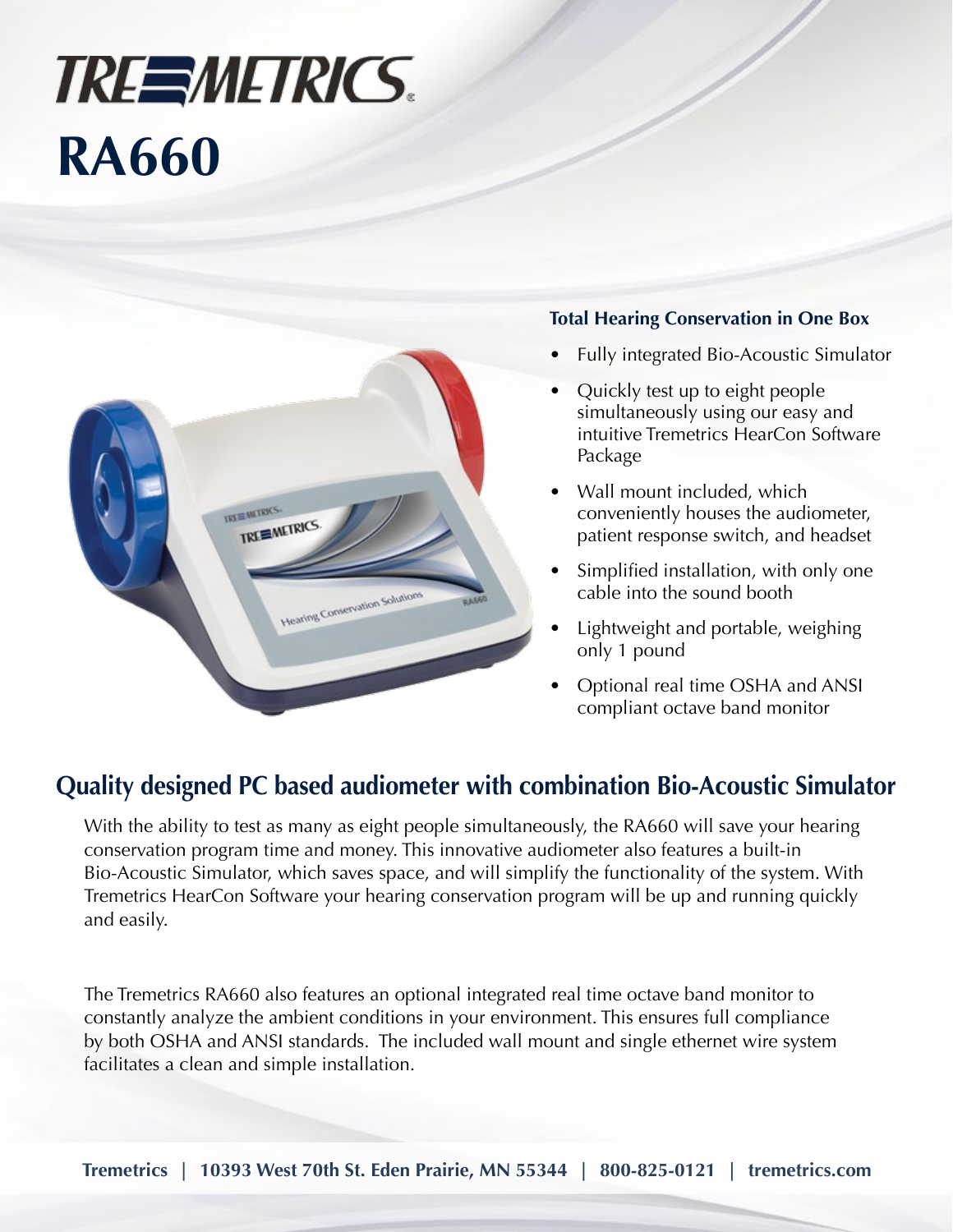# TREMETRICS

# RA660

### Total Hearing Conservation in One Box

- Fully integrated Bio-Acoustic Simulator
- Quickly test up to eight people simultaneously using our easy and intuitive Tremetrics HearCon Software Package
- Wall mount included, which conveniently houses the audiometer, patient response switch, and headset
- Simplified installation, with only one cable into the sound booth
- Lightweight and portable, weighing only 1 pound
- Optional real time OSHA and ANSI compliant octave band monitor

## Quality designed PC based audiometer with combination Bio-Acoustic Simulator

With the ability to test as many as eight people simultaneously, the RA660 will save your hearing conservation program time and money. This innovative audiometer also features a built-in Bio-Acoustic Simulator, which saves space, and will simplify the functionality of the system. With Tremetrics HearCon Software your hearing conservation program will be up and running quickly and easily.

The Tremetrics RA660 also features an optional integrated real time octave band monitor to constantly analyze the ambient conditions in your environment. This ensures full compliance by both OSHA and ANSI standards. The included wall mount and single ethernet wire system facilitates a clean and simple installation.

**Tremetrics | 10393 West 70th St. Eden Prairie, MN 55344 | 800-825-0121 | tremetrics.com**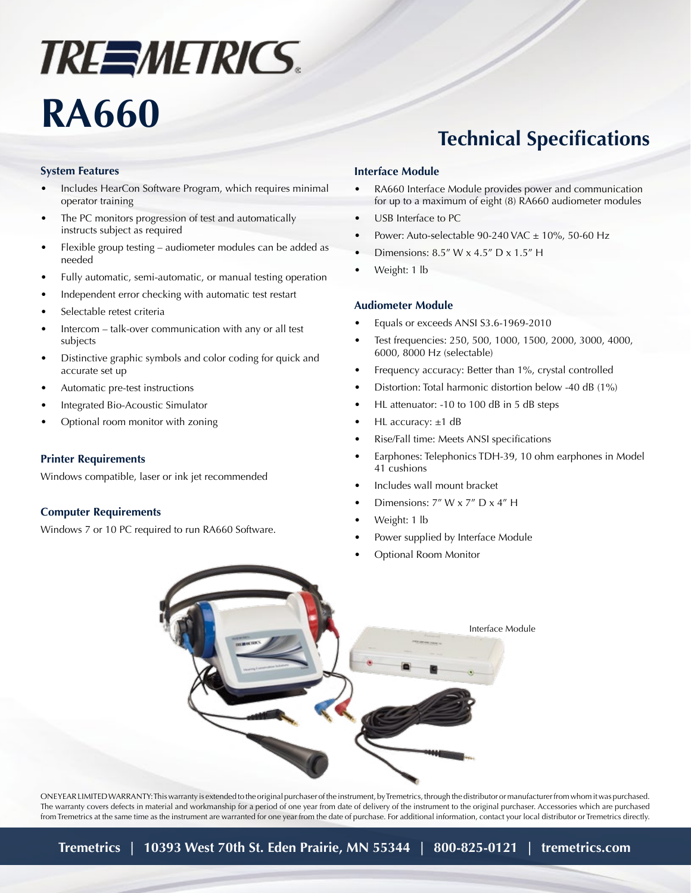# TREMETRICS

# RA660

## Technical Specifications

### System Features

- Includes HearCon Software Program, which requires minimal operator training
- The PC monitors progression of test and automatically instructs subject as required
- Flexible group testing – audiometer modules can be added as needed
- Fully automatic, semi-automatic, or manual testing operation
- Independent error checking with automatic test restart
- Selectable retest criteria
- Intercom – talk-over communication with any or all test subjects
- Distinctive graphic symbols and color coding for quick and accurate set up
- Automatic pre-test instructions
- Integrated Bio-Acoustic Simulator
- Optional room monitor with zoning

### Printer Requirements

Windows compatible, laser or ink jet recommended

### Computer Requirements

Windows 7 or 10 PC required to run RA660 Software.

### Interface Module

- RA660 Interface Module provides power and communication for up to a maximum of eight (8) RA660 audiometer modules
- USB Interface to PC
- Power: Auto-selectable 90-240 VAC ± 10%, 50-60 Hz
- Dimensions: 8.5″ W x 4.5″ D x 1.5″ H
- Weight: 1 lb

### Audiometer Module

- Equals or exceeds ANSI S3.6-1969-2010
- Test frequencies: 250, 500, 1000, 1500, 2000, 3000, 4000, 6000, 8000 Hz (selectable)
- Frequency accuracy: Better than 1%, crystal controlled
- Distortion: Total harmonic distortion below -40 dB (1%)
- HL attenuator: -10 to 100 dB in 5 dB steps
- HL accuracy: ±1 dB
- Rise/Fall time: Meets ANSI specifications
- Earphones: Telephonics TDH-39, 10 ohm earphones in Model 41 cushions
- Includes wall mount bracket
- Dimensions: 7″ W x 7″ D x 4″ H
- Weight: 1 lb
- Power supplied by Interface Module
- Optional Room Monitor

Interface Module

ONE YEAR LIMITED WARRANTY: This warranty is extended to the original purchaser of the instrument, by Tremetrics, through the distributor or manufacturer from whom it was purchased. The warranty covers defects in material and workmanship for a period of one year from date of delivery of the instrument to the original purchaser. Accessories which are purchased from Tremetrics at the same time as the instrument are warranted for one year from the date of purchase. For additional information, contact your local distributor or Tremetrics directly.

**Tremetrics | 10393 West 70th St. Eden Prairie, MN 55344 | 800-825-0121 | tremetrics.com**